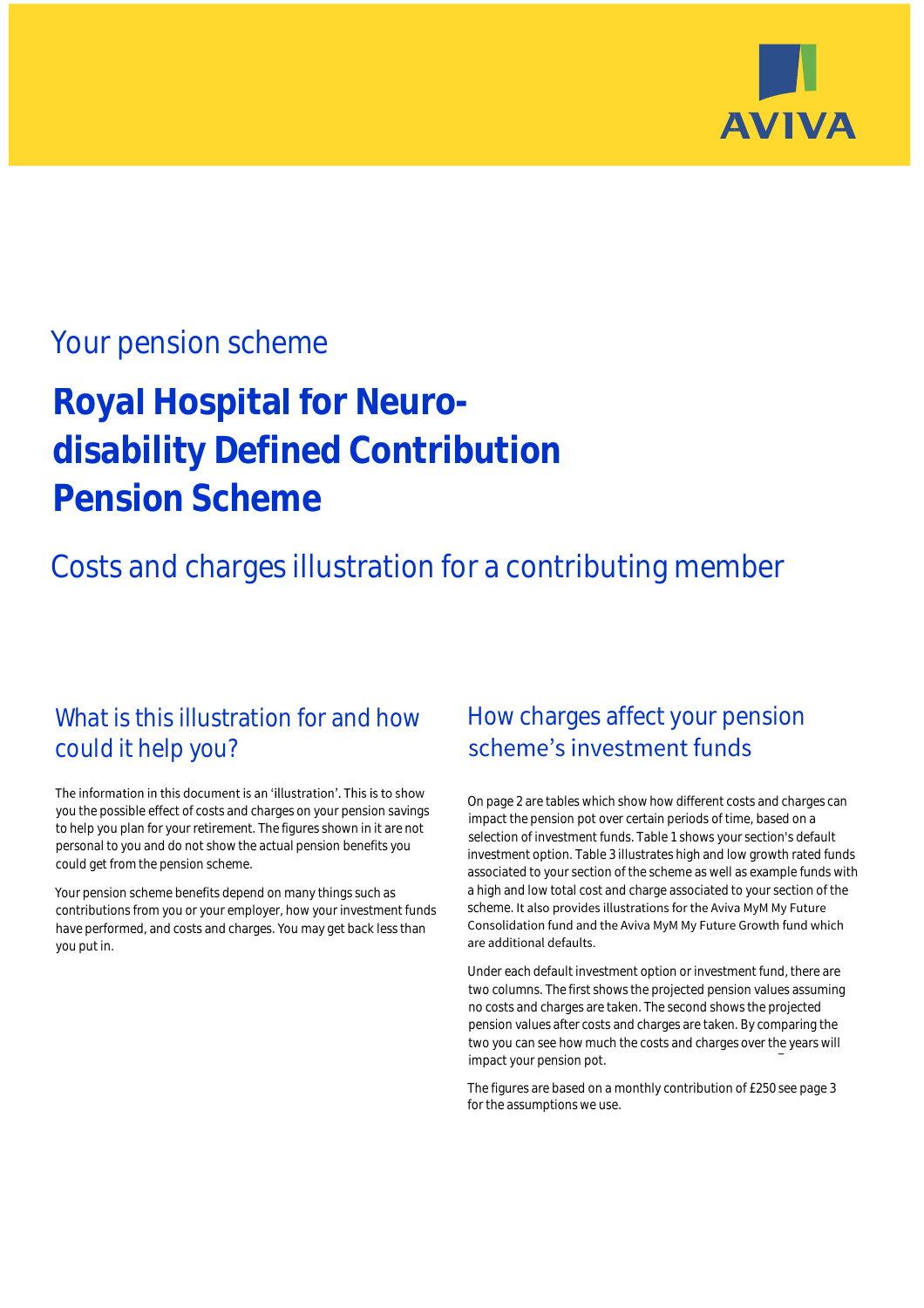AVIVA

Your pension scheme

# Royal Hospital for Neuro-disability Defined Contribution Pension Scheme

## Costs and charges illustration for a contributing member

## What is this illustration for and how could it help you?

The information in this document is an 'illustration'. This is to show you the possible effect of costs and charges on your pension savings to help you plan for your retirement. The figures shown in it are not personal to you and do not show the actual pension benefits you could get from the pension scheme.

Your pension scheme benefits depend on many things such as contributions from you or your employer, how your investment funds have performed, and costs and charges. You may get back less than you put in.

## How charges affect your pension scheme's investment funds

On page 2 are tables which show how different costs and charges can impact the pension pot over certain periods of time, based on a selection of investment funds. Table 1 shows your section's default investment option. Table 3 illustrates high and low growth rated funds associated to your section of the scheme as well as example funds with a high and low total cost and charge associated to your section of the scheme. It also provides illustrations for the Aviva MyM My Future Consolidation fund and the Aviva MyM My Future Growth fund which are additional defaults.

Under each default investment option or investment fund, there are two columns. The first shows the projected pension values assuming no costs and charges are taken. The second shows the projected pension values after costs and charges are taken. By comparing the two you can see how much the costs and charges over the years will impact your pension pot.

The figures are based on a monthly contribution of £250 see page 3 for the assumptions we use.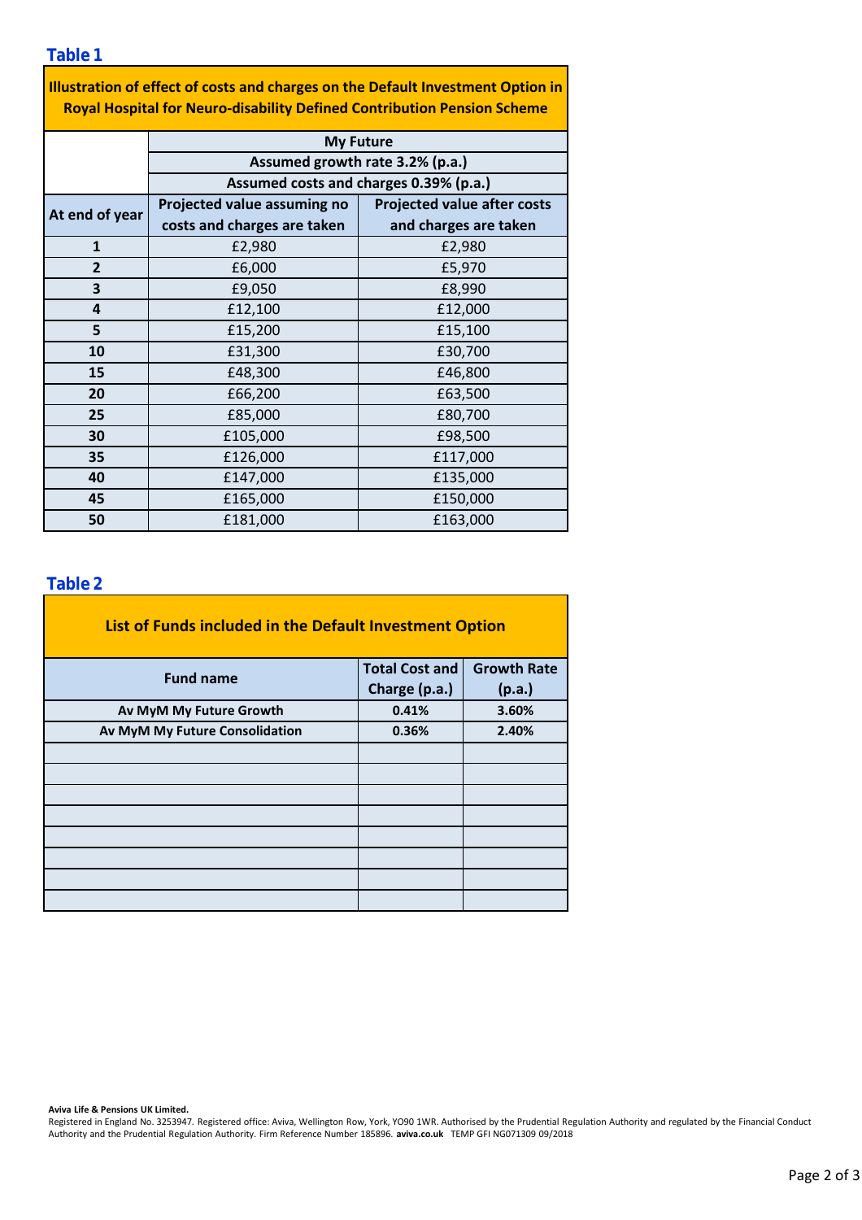## Table 1

**Illustration of effect of costs and charges on the Default Investment Option in Royal Hospital for Neuro-disability Defined Contribution Pension Scheme**

| | My Future | |
|---|---|---|
| | Assumed growth rate 3.2% (p.a.) | |
| | Assumed costs and charges 0.39% (p.a.) | |
| **At end of year** | **Projected value assuming no costs and charges are taken** | **Projected value after costs and charges are taken** |
| **1** | £2,980 | £2,980 |
| **2** | £6,000 | £5,970 |
| **3** | £9,050 | £8,990 |
| **4** | £12,100 | £12,000 |
| **5** | £15,200 | £15,100 |
| **10** | £31,300 | £30,700 |
| **15** | £48,300 | £46,800 |
| **20** | £66,200 | £63,500 |
| **25** | £85,000 | £80,700 |
| **30** | £105,000 | £98,500 |
| **35** | £126,000 | £117,000 |
| **40** | £147,000 | £135,000 |
| **45** | £165,000 | £150,000 |
| **50** | £181,000 | £163,000 |

## Table 2

**List of Funds included in the Default Investment Option**

| Fund name | Total Cost and Charge (p.a.) | Growth Rate (p.a.) |
|---|---|---|
| **Av MyM My Future Growth** | **0.41%** | **3.60%** |
| **Av MyM My Future Consolidation** | **0.36%** | **2.40%** |
| | | |
| | | |
| | | |
| | | |
| | | |
| | | |
| | | |
| | | |

**Aviva Life & Pensions UK Limited.**
Registered in England No. 3253947. Registered office: Aviva, Wellington Row, York, YO90 1WR. Authorised by the Prudential Regulation Authority and regulated by the Financial Conduct Authority and the Prudential Regulation Authority. Firm Reference Number 185896. **aviva.co.uk** TEMP GFI NG071309 09/2018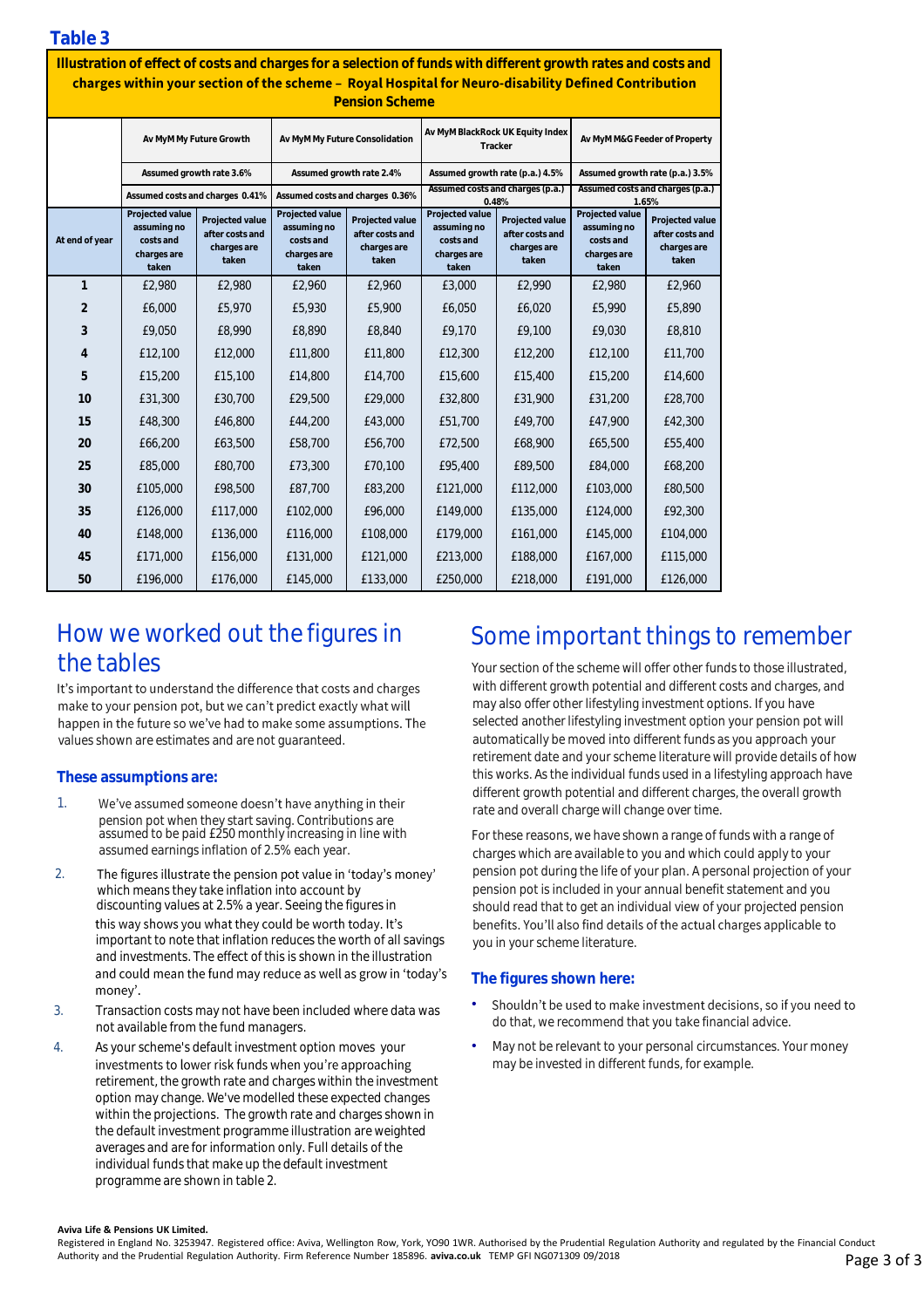## Table 3

| Illustration of effect of costs and charges for a selection of funds with different growth rates and costs and charges within your section of the scheme – Royal Hospital for Neuro-disability Defined Contribution Pension Scheme | | | | | | | | |
|---|---|---|---|---|---|---|---|---|
| | Av MyM My Future Growth | | Av MyM My Future Consolidation | | Av MyM BlackRock UK Equity Index Tracker | | Av MyM M&G Feeder of Property | |
| | Assumed growth rate 3.6% | | Assumed growth rate 2.4% | | Assumed growth rate (p.a.) 4.5% | | Assumed growth rate (p.a.) 3.5% | |
| | Assumed costs and charges 0.41% | | Assumed costs and charges 0.36% | | Assumed costs and charges (p.a.) 0.48% | | Assumed costs and charges (p.a.) 1.65% | |
| At end of year | Projected value assuming no costs and charges are taken | Projected value after costs and charges are taken | Projected value assuming no costs and charges are taken | Projected value after costs and charges are taken | Projected value assuming no costs and charges are taken | Projected value after costs and charges are taken | Projected value assuming no costs and charges are taken | Projected value after costs and charges are taken |
| 1 | £2,980 | £2,980 | £2,960 | £2,960 | £3,000 | £2,990 | £2,980 | £2,960 |
| 2 | £6,000 | £5,970 | £5,930 | £5,900 | £6,050 | £6,020 | £5,990 | £5,890 |
| 3 | £9,050 | £8,990 | £8,890 | £8,840 | £9,170 | £9,100 | £9,030 | £8,810 |
| 4 | £12,100 | £12,000 | £11,800 | £11,800 | £12,300 | £12,200 | £12,100 | £11,700 |
| 5 | £15,200 | £15,100 | £14,800 | £14,700 | £15,600 | £15,400 | £15,200 | £14,600 |
| 10 | £31,300 | £30,700 | £29,500 | £29,000 | £32,800 | £31,900 | £31,200 | £28,700 |
| 15 | £48,300 | £46,800 | £44,200 | £43,000 | £51,700 | £49,700 | £47,900 | £42,300 |
| 20 | £66,200 | £63,500 | £58,700 | £56,700 | £72,500 | £68,900 | £65,500 | £55,400 |
| 25 | £85,000 | £80,700 | £73,300 | £70,100 | £95,400 | £89,500 | £84,000 | £68,200 |
| 30 | £105,000 | £98,500 | £87,700 | £83,200 | £121,000 | £112,000 | £103,000 | £80,500 |
| 35 | £126,000 | £117,000 | £102,000 | £96,000 | £149,000 | £135,000 | £124,000 | £92,300 |
| 40 | £148,000 | £136,000 | £116,000 | £108,000 | £179,000 | £161,000 | £145,000 | £104,000 |
| 45 | £171,000 | £156,000 | £131,000 | £121,000 | £213,000 | £188,000 | £167,000 | £115,000 |
| 50 | £196,000 | £176,000 | £145,000 | £133,000 | £250,000 | £218,000 | £191,000 | £126,000 |

# How we worked out the figures in the tables

It's important to understand the difference that costs and charges make to your pension pot, but we can't predict exactly what will happen in the future so we've had to make some assumptions. The values shown are estimates and are not guaranteed.

### These assumptions are:

1. We've assumed someone doesn't have anything in their pension pot when they start saving. Contributions are assumed to be paid £250 monthly increasing in line with assumed earnings inflation of 2.5% each year.
2. The figures illustrate the pension pot value in 'today's money' which means they take inflation into account by discounting values at 2.5% a year. Seeing the figures in this way shows you what they could be worth today. It's important to note that inflation reduces the worth of all savings and investments. The effect of this is shown in the illustration and could mean the fund may reduce as well as grow in 'today's money'.
3. Transaction costs may not have been included where data was not available from the fund managers.
4. As your scheme's default investment option moves your investments to lower risk funds when you're approaching retirement, the growth rate and charges within the investment option may change. We've modelled these expected changes within the projections. The growth rate and charges shown in the default investment programme illustration are weighted averages and are for information only. Full details of the individual funds that make up the default investment programme are shown in table 2.

# Some important things to remember

Your section of the scheme will offer other funds to those illustrated, with different growth potential and different costs and charges, and may also offer other lifestyling investment options. If you have selected another lifestyling investment option your pension pot will automatically be moved into different funds as you approach your retirement date and your scheme literature will provide details of how this works. As the individual funds used in a lifestyling approach have different growth potential and different charges, the overall growth rate and overall charge will change over time.

For these reasons, we have shown a range of funds with a range of charges which are available to you and which could apply to your pension pot during the life of your plan. A personal projection of your pension pot is included in your annual benefit statement and you should read that to get an individual view of your projected pension benefits. You'll also find details of the actual charges applicable to you in your scheme literature.

### The figures shown here:

- Shouldn't be used to make investment decisions, so if you need to do that, we recommend that you take financial advice.
- May not be relevant to your personal circumstances. Your money may be invested in different funds, for example.

**Aviva Life & Pensions UK Limited.**
Registered in England No. 3253947. Registered office: Aviva, Wellington Row, York, YO90 1WR. Authorised by the Prudential Regulation Authority and regulated by the Financial Conduct Authority and the Prudential Regulation Authority. Firm Reference Number 185896. **aviva.co.uk** TEMP GFI NG071309 09/2018